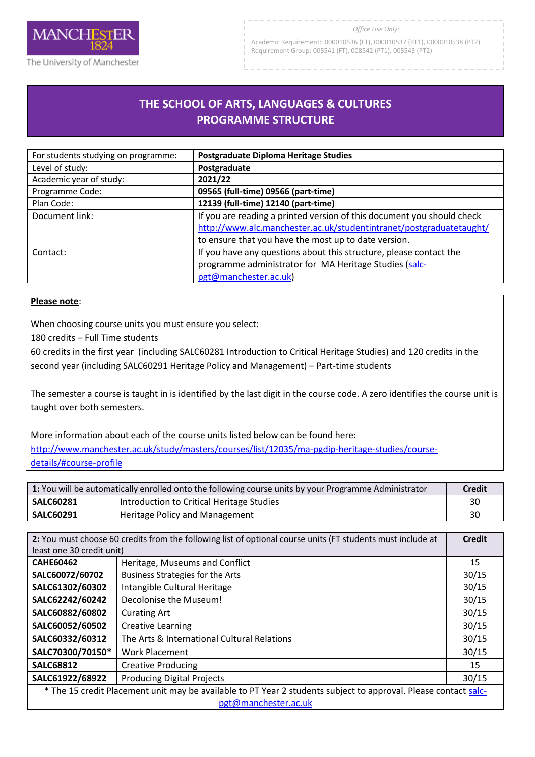MANCHESTER 1824

The University of Manchester

*Office Use Only:*

Academic Requirement: 000010536 (FT), 000010537 (PT1), 0000010538 (PT2)
Requirement Group: 008541 (FT), 008542 (PT1), 008543 (PT2)

# THE SCHOOL OF ARTS, LANGUAGES & CULTURES PROGRAMME STRUCTURE

| For students studying on programme: | **Postgraduate Diploma Heritage Studies** |
|---|---|
| Level of study: | **Postgraduate** |
| Academic year of study: | **2021/22** |
| Programme Code: | **09565 (full-time) 09566 (part-time)** |
| Plan Code: | **12139 (full-time) 12140 (part-time)** |
| Document link: | If you are reading a printed version of this document you should check http://www.alc.manchester.ac.uk/studentintranet/postgraduatetaught/ to ensure that you have the most up to date version. |
| Contact: | If you have any questions about this structure, please contact the programme administrator for MA Heritage Studies (salc-pgt@manchester.ac.uk) |

**Please note**:

When choosing course units you must ensure you select:

180 credits – Full Time students

60 credits in the first year (including SALC60281 Introduction to Critical Heritage Studies) and 120 credits in the second year (including SALC60291 Heritage Policy and Management) – Part-time students

The semester a course is taught in is identified by the last digit in the course code. A zero identifies the course unit is taught over both semesters.

More information about each of the course units listed below can be found here:
http://www.manchester.ac.uk/study/masters/courses/list/12035/ma-pgdip-heritage-studies/course-details/#course-profile

| **1:** You will be automatically enrolled onto the following course units by your Programme Administrator | | **Credit** |
|---|---|---|
| **SALC60281** | Introduction to Critical Heritage Studies | 30 |
| **SALC60291** | Heritage Policy and Management | 30 |

| **2:** You must choose 60 credits from the following list of optional course units (FT students must include at least one 30 credit unit) | | **Credit** |
|---|---|---|
| **CAHE60462** | Heritage, Museums and Conflict | 15 |
| **SALC60072/60702** | Business Strategies for the Arts | 30/15 |
| **SALC61302/60302** | Intangible Cultural Heritage | 30/15 |
| **SALC62242/60242** | Decolonise the Museum! | 30/15 |
| **SALC60882/60802** | Curating Art | 30/15 |
| **SALC60052/60502** | Creative Learning | 30/15 |
| **SALC60332/60312** | The Arts & International Cultural Relations | 30/15 |
| **SALC70300/70150*** | Work Placement | 30/15 |
| **SALC68812** | Creative Producing | 15 |
| **SALC61922/68922** | Producing Digital Projects | 30/15 |
| * The 15 credit Placement unit may be available to PT Year 2 students subject to approval. Please contact salc-pgt@manchester.ac.uk | | |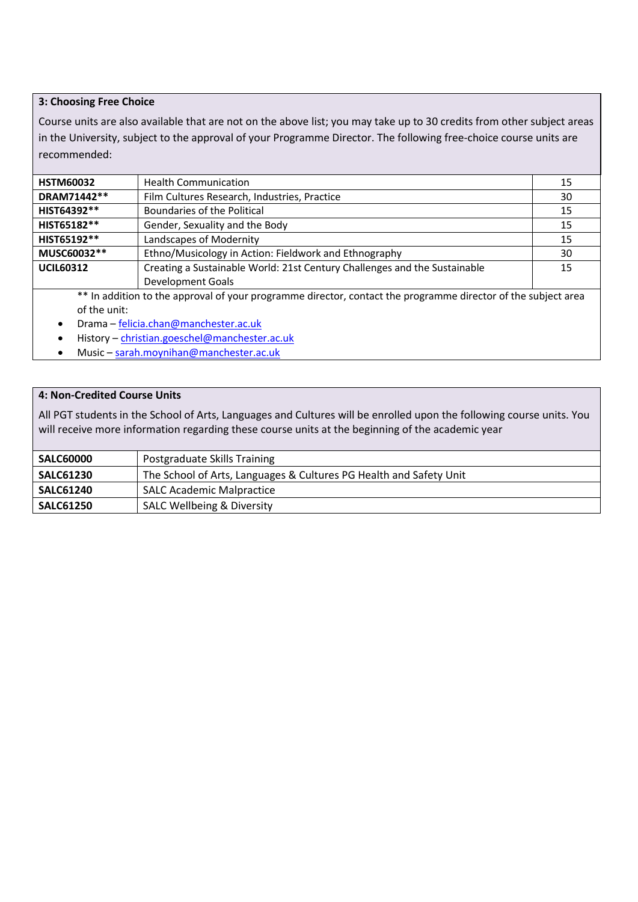### 3: Choosing Free Choice

Course units are also available that are not on the above list; you may take up to 30 credits from other subject areas in the University, subject to the approval of your Programme Director. The following free-choice course units are recommended:

| | | |
|---|---|---|
| **HSTM60032** | Health Communication | 15 |
| **DRAM71442**** | Film Cultures Research, Industries, Practice | 30 |
| **HIST64392**** | Boundaries of the Political | 15 |
| **HIST65182**** | Gender, Sexuality and the Body | 15 |
| **HIST65192**** | Landscapes of Modernity | 15 |
| **MUSC60032**** | Ethno/Musicology in Action: Fieldwork and Ethnography | 30 |
| **UCIL60312** | Creating a Sustainable World: 21st Century Challenges and the Sustainable Development Goals | 15 |

** In addition to the approval of your programme director, contact the programme director of the subject area of the unit:

- Drama – felicia.chan@manchester.ac.uk
- History – christian.goeschel@manchester.ac.uk
- Music – sarah.moynihan@manchester.ac.uk

### 4: Non-Credited Course Units

All PGT students in the School of Arts, Languages and Cultures will be enrolled upon the following course units. You will receive more information regarding these course units at the beginning of the academic year

| | |
|---|---|
| **SALC60000** | Postgraduate Skills Training |
| **SALC61230** | The School of Arts, Languages & Cultures PG Health and Safety Unit |
| **SALC61240** | SALC Academic Malpractice |
| **SALC61250** | SALC Wellbeing & Diversity |